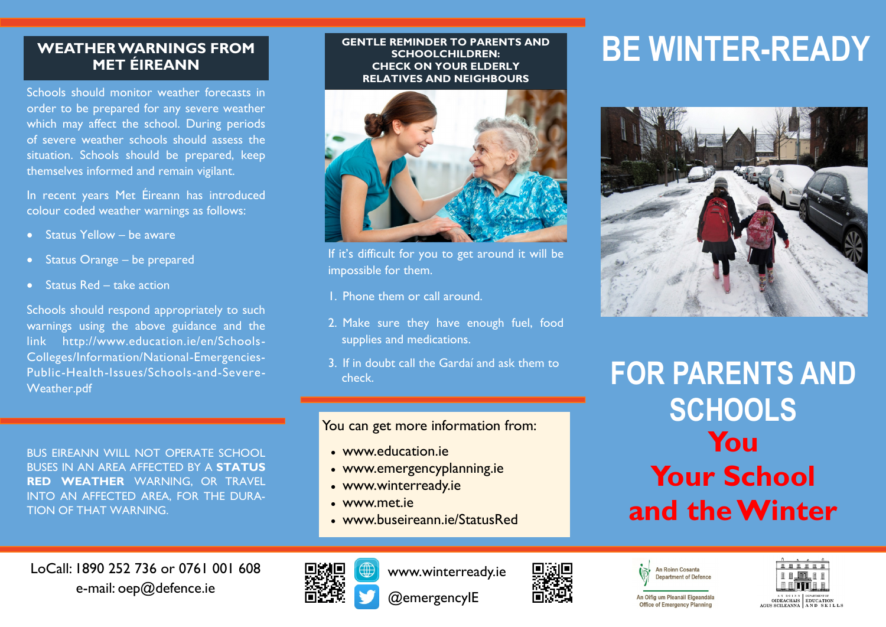## WEATHER WARNINGS FROM MET ÉIREANN

Schools should monitor weather forecasts in order to be prepared for any severe weather which may affect the school. During periods of severe weather schools should assess the situation. Schools should be prepared, keep themselves informed and remain vigilant.

In recent years Met Éireann has introduced colour coded weather warnings as follows:

- Status Yellow – be aware
- Status Orange – be prepared
- Status Red – take action

Schools should respond appropriately to such warnings using the above guidance and the link http://www.education.ie/en/Schools-Colleges/Information/National-Emergencies-Public-Health-Issues/Schools-and-Severe-Weather.pdf

BUS EIREANN WILL NOT OPERATE SCHOOL BUSES IN AN AREA AFFECTED BY A **STATUS RED WEATHER** WARNING, OR TRAVEL INTO AN AFFECTED AREA, FOR THE DURATION OF THAT WARNING.

## GENTLE REMINDER TO PARENTS AND SCHOOLCHILDREN: CHECK ON YOUR ELDERLY RELATIVES AND NEIGHBOURS

If it's difficult for you to get around it will be impossible for them.

1. Phone them or call around.
2. Make sure they have enough fuel, food supplies and medications.
3. If in doubt call the Gardaí and ask them to check.

You can get more information from:

- www.education.ie
- www.emergencyplanning.ie
- www.winterready.ie
- www.met.ie
- www.buseireann.ie/StatusRed

# BE WINTER-READY

# FOR PARENTS AND SCHOOLS

## You
## Your School
## and the Winter

LoCall: 1890 252 736 or 0761 001 608
e-mail: oep@defence.ie

www.winterready.ie
@emergencyIE

An Roinn Cosanta
Department of Defence

An Oifig um Pleanáil Éigeandála
Office of Emergency Planning

An Roinn Oideachais agus Scileanna
Department of Education and Skills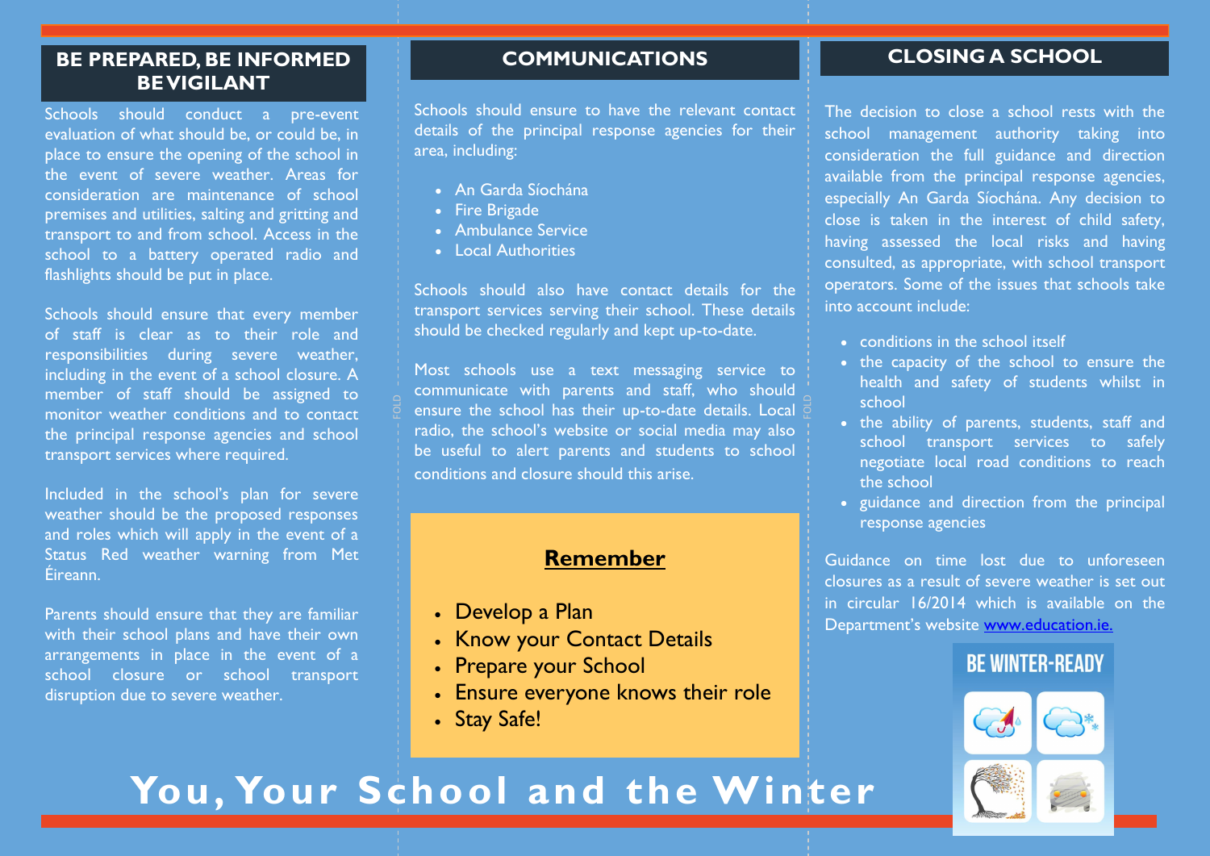## BE PREPARED, BE INFORMED BE VIGILANT

Schools should conduct a pre-event evaluation of what should be, or could be, in place to ensure the opening of the school in the event of severe weather. Areas for consideration are maintenance of school premises and utilities, salting and gritting and transport to and from school. Access in the school to a battery operated radio and flashlights should be put in place.

Schools should ensure that every member of staff is clear as to their role and responsibilities during severe weather, including in the event of a school closure. A member of staff should be assigned to monitor weather conditions and to contact the principal response agencies and school transport services where required.

Included in the school's plan for severe weather should be the proposed responses and roles which will apply in the event of a Status Red weather warning from Met Éireann.

Parents should ensure that they are familiar with their school plans and have their own arrangements in place in the event of a school closure or school transport disruption due to severe weather.

## COMMUNICATIONS

Schools should ensure to have the relevant contact details of the principal response agencies for their area, including:

- An Garda Síochána
- Fire Brigade
- Ambulance Service
- Local Authorities

Schools should also have contact details for the transport services serving their school. These details should be checked regularly and kept up-to-date.

Most schools use a text messaging service to communicate with parents and staff, who should ensure the school has their up-to-date details. Local radio, the school's website or social media may also be useful to alert parents and students to school conditions and closure should this arise.

### Remember

- Develop a Plan
- Know your Contact Details
- Prepare your School
- Ensure everyone knows their role
- Stay Safe!

## CLOSING A SCHOOL

The decision to close a school rests with the school management authority taking into consideration the full guidance and direction available from the principal response agencies, especially An Garda Síochána. Any decision to close is taken in the interest of child safety, having assessed the local risks and having consulted, as appropriate, with school transport operators. Some of the issues that schools take into account include:

- conditions in the school itself
- the capacity of the school to ensure the health and safety of students whilst in school
- the ability of parents, students, staff and school transport services to safely negotiate local road conditions to reach the school
- guidance and direction from the principal response agencies

Guidance on time lost due to unforeseen closures as a result of severe weather is set out in circular 16/2014 which is available on the Department's website www.education.ie.

BE WINTER-READY

# You, Your School and the Winter